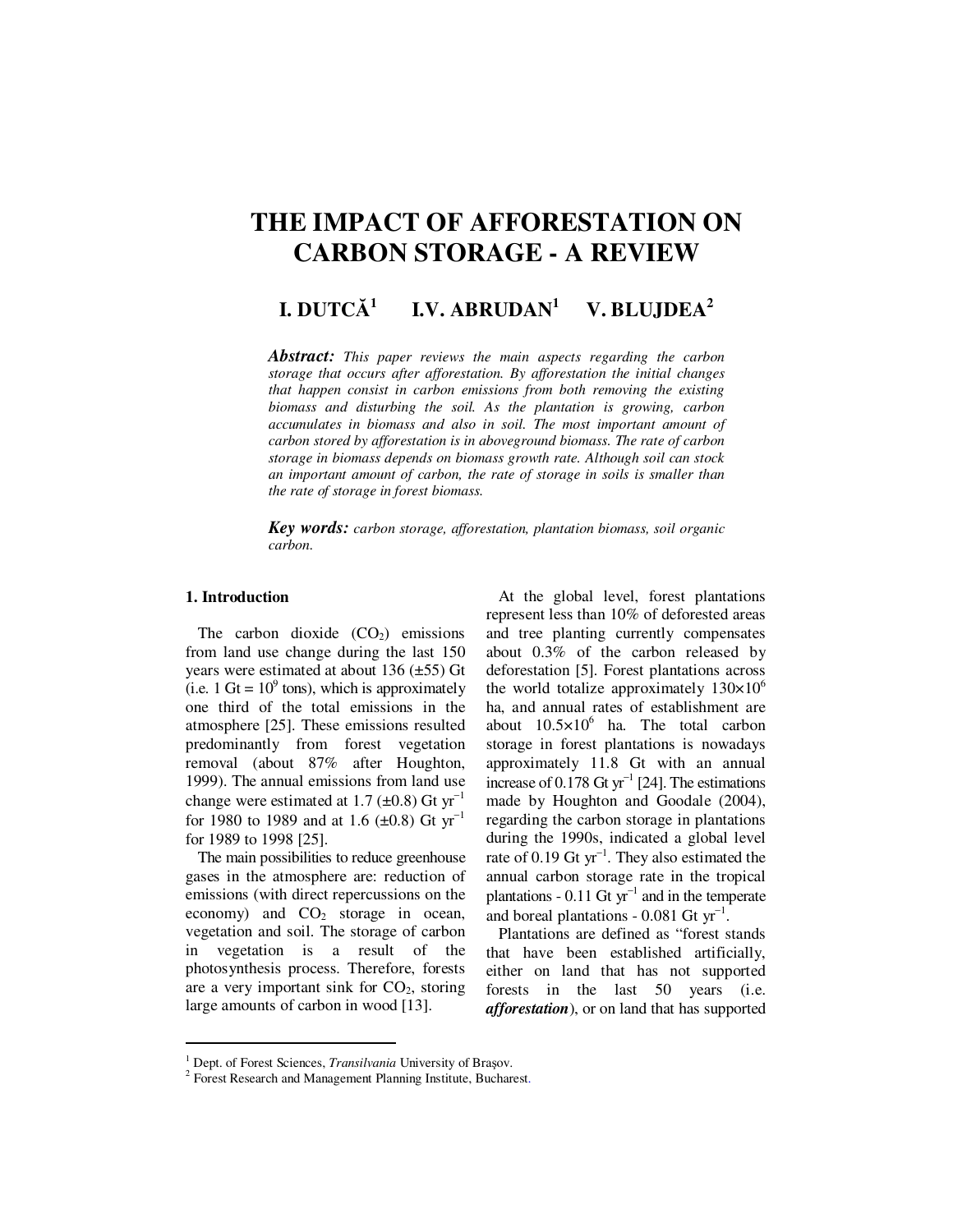# THE IMPACT OF AFFORESTATION ON CARBON STORAGE - A REVIEW

**I. DUTCĂ[1] I.V. ABRUDAN[1] V. BLUJDEA[2]**

***Abstract:*** *This paper reviews the main aspects regarding the carbon storage that occurs after afforestation. By afforestation the initial changes that happen consist in carbon emissions from both removing the existing biomass and disturbing the soil. As the plantation is growing, carbon accumulates in biomass and also in soil. The most important amount of carbon stored by afforestation is in aboveground biomass. The rate of carbon storage in biomass depends on biomass growth rate. Although soil can stock an important amount of carbon, the rate of storage in soils is smaller than the rate of storage in forest biomass.*

***Key words:*** *carbon storage, afforestation, plantation biomass, soil organic carbon.*

## 1. Introduction

The carbon dioxide ($CO_2$) emissions from land use change during the last 150 years were estimated at about 136 (±55) Gt (i.e. 1 Gt = $10^9$ tons), which is approximately one third of the total emissions in the atmosphere [25]. These emissions resulted predominantly from forest vegetation removal (about 87% after Houghton, 1999). The annual emissions from land use change were estimated at 1.7 (±0.8) Gt $yr^{-1}$ for 1980 to 1989 and at 1.6 (±0.8) Gt $yr^{-1}$ for 1989 to 1998 [25].

The main possibilities to reduce greenhouse gases in the atmosphere are: reduction of emissions (with direct repercussions on the economy) and $CO_2$ storage in ocean, vegetation and soil. The storage of carbon in vegetation is a result of the photosynthesis process. Therefore, forests are a very important sink for $CO_2$, storing large amounts of carbon in wood [13].

At the global level, forest plantations represent less than 10% of deforested areas and tree planting currently compensates about 0.3% of the carbon released by deforestation [5]. Forest plantations across the world totalize approximately $130 \times 10^6$ ha, and annual rates of establishment are about $10.5 \times 10^6$ ha. The total carbon storage in forest plantations is nowadays approximately 11.8 Gt with an annual increase of 0.178 Gt $yr^{-1}$ [24]. The estimations made by Houghton and Goodale (2004), regarding the carbon storage in plantations during the 1990s, indicated a global level rate of 0.19 Gt $yr^{-1}$. They also estimated the annual carbon storage rate in the tropical plantations - 0.11 Gt $yr^{-1}$ and in the temperate and boreal plantations - 0.081 Gt $yr^{-1}$.

Plantations are defined as "forest stands that have been established artificially, either on land that has not supported forests in the last 50 years (i.e. ***afforestation***), or on land that has supported

---

[1] Dept. of Forest Sciences, *Transilvania* University of Braşov.
[2] Forest Research and Management Planning Institute, Bucharest.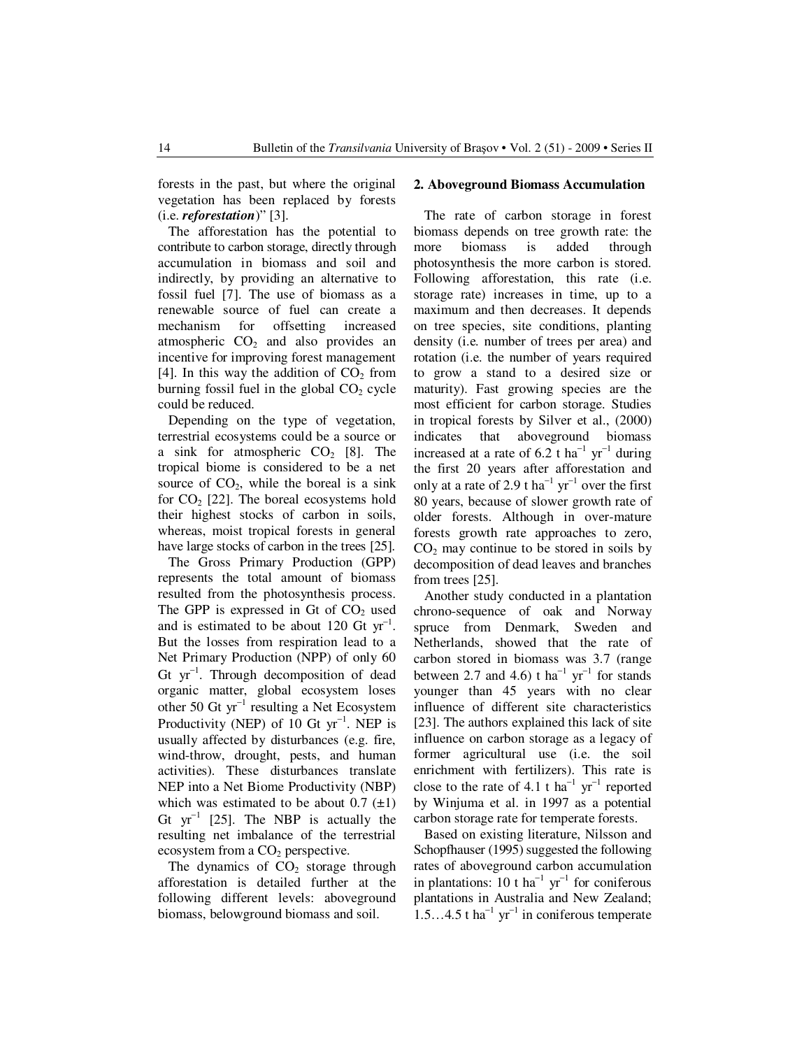forests in the past, but where the original vegetation has been replaced by forests (i.e. ***reforestation***)" [3].

The afforestation has the potential to contribute to carbon storage, directly through accumulation in biomass and soil and indirectly, by providing an alternative to fossil fuel [7]. The use of biomass as a renewable source of fuel can create a mechanism for offsetting increased atmospheric $CO_2$ and also provides an incentive for improving forest management [4]. In this way the addition of $CO_2$ from burning fossil fuel in the global $CO_2$ cycle could be reduced.

Depending on the type of vegetation, terrestrial ecosystems could be a source or a sink for atmospheric $CO_2$ [8]. The tropical biome is considered to be a net source of $CO_2$, while the boreal is a sink for $CO_2$ [22]. The boreal ecosystems hold their highest stocks of carbon in soils, whereas, moist tropical forests in general have large stocks of carbon in the trees [25].

The Gross Primary Production (GPP) represents the total amount of biomass resulted from the photosynthesis process. The GPP is expressed in Gt of $CO_2$ used and is estimated to be about 120 Gt $yr^{-1}$. But the losses from respiration lead to a Net Primary Production (NPP) of only 60 Gt $yr^{-1}$. Through decomposition of dead organic matter, global ecosystem loses other 50 Gt $yr^{-1}$ resulting a Net Ecosystem Productivity (NEP) of 10 Gt $yr^{-1}$. NEP is usually affected by disturbances (e.g. fire, wind-throw, drought, pests, and human activities). These disturbances translate NEP into a Net Biome Productivity (NBP) which was estimated to be about 0.7 (±1) Gt $yr^{-1}$ [25]. The NBP is actually the resulting net imbalance of the terrestrial ecosystem from a $CO_2$ perspective.

The dynamics of $CO_2$ storage through afforestation is detailed further at the following different levels: aboveground biomass, belowground biomass and soil.

## 2. Aboveground Biomass Accumulation

The rate of carbon storage in forest biomass depends on tree growth rate: the more biomass is added through photosynthesis the more carbon is stored. Following afforestation, this rate (i.e. storage rate) increases in time, up to a maximum and then decreases. It depends on tree species, site conditions, planting density (i.e. number of trees per area) and rotation (i.e. the number of years required to grow a stand to a desired size or maturity). Fast growing species are the most efficient for carbon storage. Studies in tropical forests by Silver et al., (2000) indicates that aboveground biomass increased at a rate of 6.2 t $ha^{-1}$ $yr^{-1}$ during the first 20 years after afforestation and only at a rate of 2.9 t $ha^{-1}$ $yr^{-1}$ over the first 80 years, because of slower growth rate of older forests. Although in over-mature forests growth rate approaches to zero, $CO_2$ may continue to be stored in soils by decomposition of dead leaves and branches from trees [25].

Another study conducted in a plantation chrono-sequence of oak and Norway spruce from Denmark, Sweden and Netherlands, showed that the rate of carbon stored in biomass was 3.7 (range between 2.7 and 4.6) t $ha^{-1}$ $yr^{-1}$ for stands younger than 45 years with no clear influence of different site characteristics [23]. The authors explained this lack of site influence on carbon storage as a legacy of former agricultural use (i.e. the soil enrichment with fertilizers). This rate is close to the rate of 4.1 t $ha^{-1}$ $yr^{-1}$ reported by Winjuma et al. in 1997 as a potential carbon storage rate for temperate forests.

Based on existing literature, Nilsson and Schopfhauser (1995) suggested the following rates of aboveground carbon accumulation in plantations: 10 t $ha^{-1}$ $yr^{-1}$ for coniferous plantations in Australia and New Zealand; 1.5…4.5 t $ha^{-1}$ $yr^{-1}$ in coniferous temperate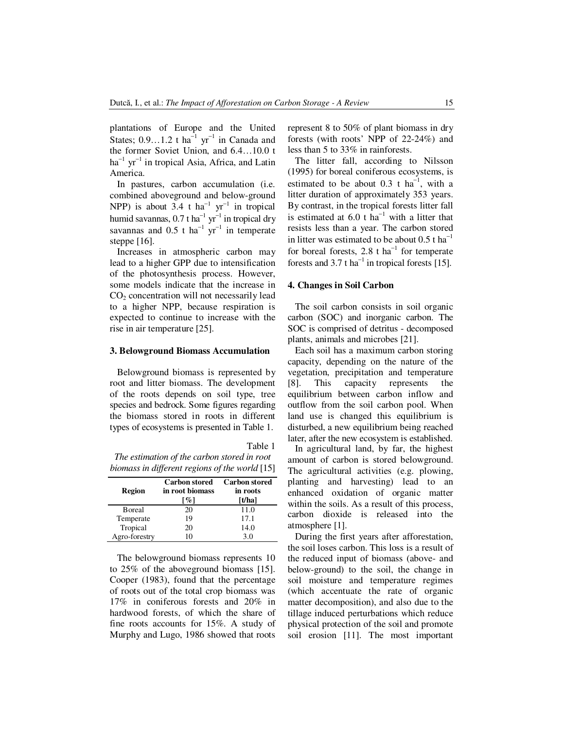plantations of Europe and the United States; 0.9…1.2 t $ha^{-1}$ $yr^{-1}$ in Canada and the former Soviet Union, and 6.4…10.0 t $ha^{-1}$ $yr^{-1}$ in tropical Asia, Africa, and Latin America.

In pastures, carbon accumulation (i.e. combined aboveground and below-ground NPP) is about 3.4 t $ha^{-1}$ $yr^{-1}$ in tropical humid savannas, 0.7 t $ha^{-1}$ $yr^{-1}$ in tropical dry savannas and 0.5 t $ha^{-1}$ $yr^{-1}$ in temperate steppe [16].

Increases in atmospheric carbon may lead to a higher GPP due to intensification of the photosynthesis process. However, some models indicate that the increase in $CO_2$ concentration will not necessarily lead to a higher NPP, because respiration is expected to continue to increase with the rise in air temperature [25].

### 3. Belowground Biomass Accumulation

Belowground biomass is represented by root and litter biomass. The development of the roots depends on soil type, tree species and bedrock. Some figures regarding the biomass stored in roots in different types of ecosystems is presented in Table 1.

Table 1

*The estimation of the carbon stored in root biomass in different regions of the world* [15]

| Region | Carbon stored in root biomass [%] | Carbon stored in roots [t/ha] |
|---|---|---|
| Boreal | 20 | 11.0 |
| Temperate | 19 | 17.1 |
| Tropical | 20 | 14.0 |
| Agro-forestry | 10 | 3.0 |

The belowground biomass represents 10 to 25% of the aboveground biomass [15]. Cooper (1983), found that the percentage of roots out of the total crop biomass was 17% in coniferous forests and 20% in hardwood forests, of which the share of fine roots accounts for 15%. A study of Murphy and Lugo, 1986 showed that roots represent 8 to 50% of plant biomass in dry forests (with roots' NPP of 22-24%) and less than 5 to 33% in rainforests.

The litter fall, according to Nilsson (1995) for boreal coniferous ecosystems, is estimated to be about 0.3 t $ha^{-1}$, with a litter duration of approximately 353 years. By contrast, in the tropical forests litter fall is estimated at 6.0 t $ha^{-1}$ with a litter that resists less than a year. The carbon stored in litter was estimated to be about 0.5 t $ha^{-1}$ for boreal forests, 2.8 t $ha^{-1}$ for temperate forests and 3.7 t $ha^{-1}$ in tropical forests [15].

### 4. Changes in Soil Carbon

The soil carbon consists in soil organic carbon (SOC) and inorganic carbon. The SOC is comprised of detritus - decomposed plants, animals and microbes [21].

Each soil has a maximum carbon storing capacity, depending on the nature of the vegetation, precipitation and temperature [8]. This capacity represents the equilibrium between carbon inflow and outflow from the soil carbon pool. When land use is changed this equilibrium is disturbed, a new equilibrium being reached later, after the new ecosystem is established.

In agricultural land, by far, the highest amount of carbon is stored belowground. The agricultural activities (e.g. plowing, planting and harvesting) lead to an enhanced oxidation of organic matter within the soils. As a result of this process, carbon dioxide is released into the atmosphere [1].

During the first years after afforestation, the soil loses carbon. This loss is a result of the reduced input of biomass (above- and below-ground) to the soil, the change in soil moisture and temperature regimes (which accentuate the rate of organic matter decomposition), and also due to the tillage induced perturbations which reduce physical protection of the soil and promote soil erosion [11]. The most important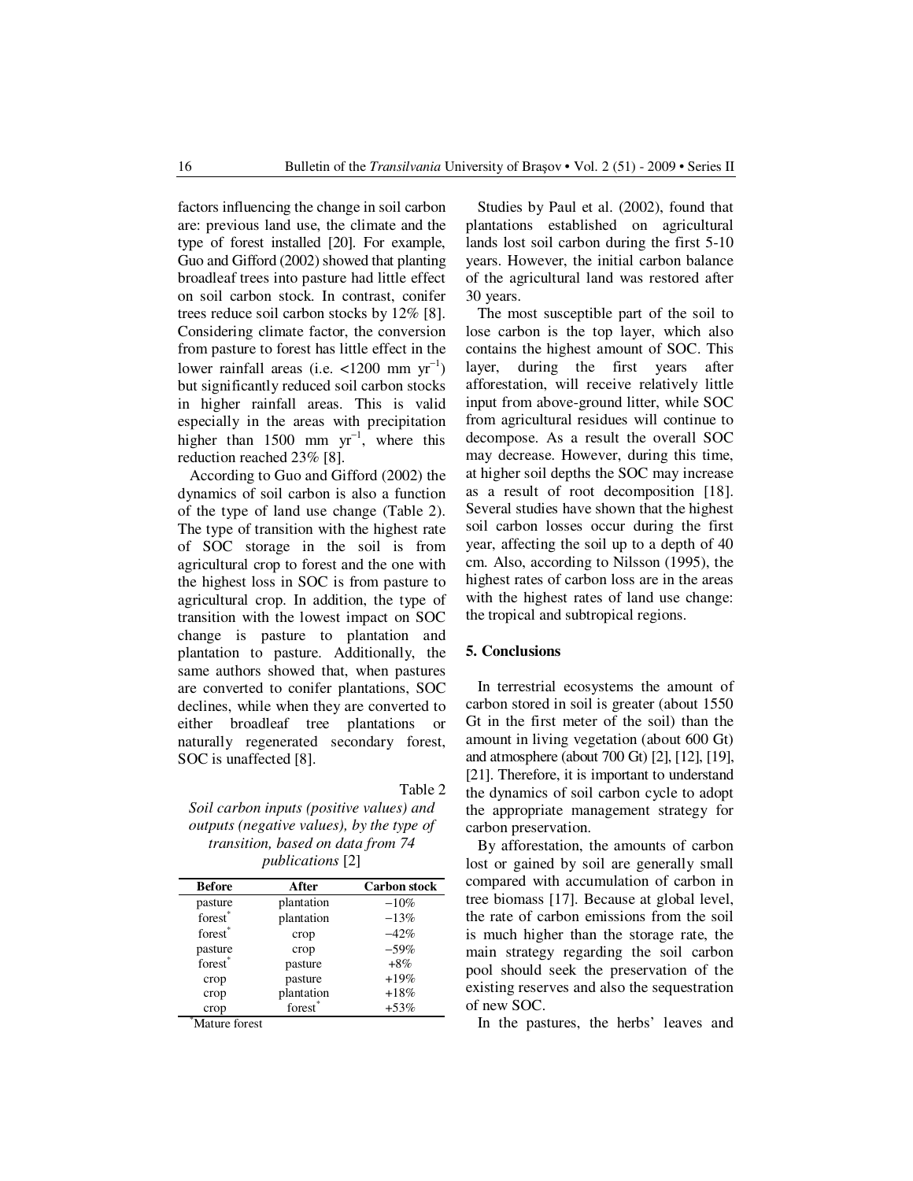factors influencing the change in soil carbon are: previous land use, the climate and the type of forest installed [20]. For example, Guo and Gifford (2002) showed that planting broadleaf trees into pasture had little effect on soil carbon stock. In contrast, conifer trees reduce soil carbon stocks by 12% [8]. Considering climate factor, the conversion from pasture to forest has little effect in the lower rainfall areas (i.e. <1200 mm $yr^{-1}$) but significantly reduced soil carbon stocks in higher rainfall areas. This is valid especially in the areas with precipitation higher than 1500 mm $yr^{-1}$, where this reduction reached 23% [8].

According to Guo and Gifford (2002) the dynamics of soil carbon is also a function of the type of land use change (Table 2). The type of transition with the highest rate of SOC storage in the soil is from agricultural crop to forest and the one with the highest loss in SOC is from pasture to agricultural crop. In addition, the type of transition with the lowest impact on SOC change is pasture to plantation and plantation to pasture. Additionally, the same authors showed that, when pastures are converted to conifer plantations, SOC declines, while when they are converted to either broadleaf tree plantations or naturally regenerated secondary forest, SOC is unaffected [8].

Table 2

*Soil carbon inputs (positive values) and outputs (negative values), by the type of transition, based on data from 74 publications* [2]

| Before | After | Carbon stock |
|---|---|---|
| pasture | plantation | −10% |
| forest* | plantation | −13% |
| forest* | crop | −42% |
| pasture | crop | −59% |
| forest* | pasture | +8% |
| crop | pasture | +19% |
| crop | plantation | +18% |
| crop | forest* | +53% |

*Mature forest

Studies by Paul et al. (2002), found that plantations established on agricultural lands lost soil carbon during the first 5-10 years. However, the initial carbon balance of the agricultural land was restored after 30 years.

The most susceptible part of the soil to lose carbon is the top layer, which also contains the highest amount of SOC. This layer, during the first years after afforestation, will receive relatively little input from above-ground litter, while SOC from agricultural residues will continue to decompose. As a result the overall SOC may decrease. However, during this time, at higher soil depths the SOC may increase as a result of root decomposition [18]. Several studies have shown that the highest soil carbon losses occur during the first year, affecting the soil up to a depth of 40 cm. Also, according to Nilsson (1995), the highest rates of carbon loss are in the areas with the highest rates of land use change: the tropical and subtropical regions.

## 5. Conclusions

In terrestrial ecosystems the amount of carbon stored in soil is greater (about 1550 Gt in the first meter of the soil) than the amount in living vegetation (about 600 Gt) and atmosphere (about 700 Gt) [2], [12], [19], [21]. Therefore, it is important to understand the dynamics of soil carbon cycle to adopt the appropriate management strategy for carbon preservation.

By afforestation, the amounts of carbon lost or gained by soil are generally small compared with accumulation of carbon in tree biomass [17]. Because at global level, the rate of carbon emissions from the soil is much higher than the storage rate, the main strategy regarding the soil carbon pool should seek the preservation of the existing reserves and also the sequestration of new SOC.

In the pastures, the herbs' leaves and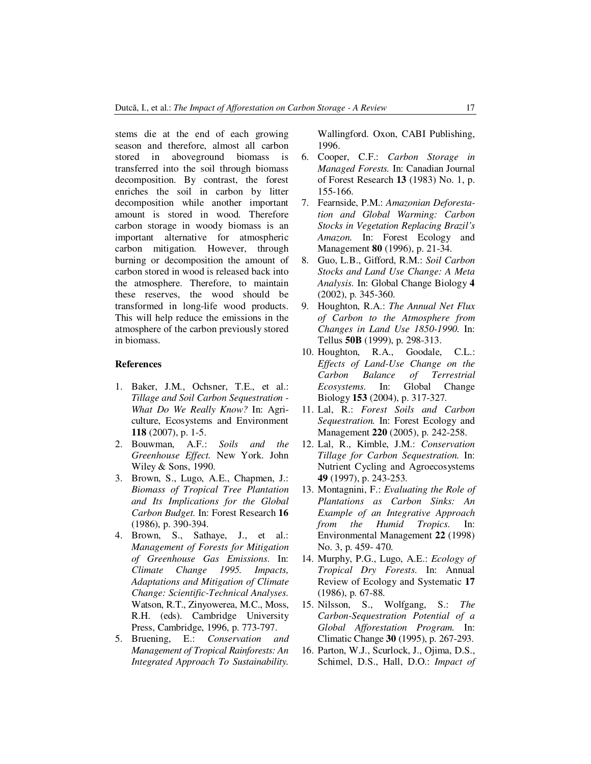stems die at the end of each growing season and therefore, almost all carbon stored in aboveground biomass is transferred into the soil through biomass decomposition. By contrast, the forest enriches the soil in carbon by litter decomposition while another important amount is stored in wood. Therefore carbon storage in woody biomass is an important alternative for atmospheric carbon mitigation. However, through burning or decomposition the amount of carbon stored in wood is released back into the atmosphere. Therefore, to maintain these reserves, the wood should be transformed in long-life wood products. This will help reduce the emissions in the atmosphere of the carbon previously stored in biomass.

**References**

1. Baker, J.M., Ochsner, T.E., et al.: *Tillage and Soil Carbon Sequestration - What Do We Really Know?* In: Agriculture, Ecosystems and Environment **118** (2007), p. 1-5.
2. Bouwman, A.F.: *Soils and the Greenhouse Effect.* New York. John Wiley & Sons, 1990.
3. Brown, S., Lugo, A.E., Chapmen, J.: *Biomass of Tropical Tree Plantation and Its Implications for the Global Carbon Budget.* In: Forest Research **16** (1986), p. 390-394.
4. Brown, S., Sathaye, J., et al.: *Management of Forests for Mitigation of Greenhouse Gas Emissions.* In: *Climate Change 1995. Impacts, Adaptations and Mitigation of Climate Change: Scientific-Technical Analyses.* Watson, R.T., Zinyowerea, M.C., Moss, R.H. (eds). Cambridge University Press, Cambridge, 1996, p. 773-797.
5. Bruening, E.: *Conservation and Management of Tropical Rainforests: An Integrated Approach To Sustainability.* Wallingford. Oxon, CABI Publishing, 1996.
6. Cooper, C.F.: *Carbon Storage in Managed Forests.* In: Canadian Journal of Forest Research **13** (1983) No. 1, p. 155-166.
7. Fearnside, P.M.: *Amazonian Deforestation and Global Warming: Carbon Stocks in Vegetation Replacing Brazil's Amazon.* In: Forest Ecology and Management **80** (1996), p. 21-34.
8. Guo, L.B., Gifford, R.M.: *Soil Carbon Stocks and Land Use Change: A Meta Analysis.* In: Global Change Biology **4** (2002), p. 345-360.
9. Houghton, R.A.: *The Annual Net Flux of Carbon to the Atmosphere from Changes in Land Use 1850-1990.* In: Tellus **50B** (1999), p. 298-313.
10. Houghton, R.A., Goodale, C.L.: *Effects of Land-Use Change on the Carbon Balance of Terrestrial Ecosystems.* In: Global Change Biology **153** (2004), p. 317-327.
11. Lal, R.: *Forest Soils and Carbon Sequestration.* In: Forest Ecology and Management **220** (2005), p. 242-258.
12. Lal, R., Kimble, J.M.: *Conservation Tillage for Carbon Sequestration.* In: Nutrient Cycling and Agroecosystems **49** (1997), p. 243-253.
13. Montagnini, F.: *Evaluating the Role of Plantations as Carbon Sinks: An Example of an Integrative Approach from the Humid Tropics.* In: Environmental Management **22** (1998) No. 3, p. 459- 470.
14. Murphy, P.G., Lugo, A.E.: *Ecology of Tropical Dry Forests.* In: Annual Review of Ecology and Systematic **17** (1986), p. 67-88.
15. Nilsson, S., Wolfgang, S.: *The Carbon-Sequestration Potential of a Global Afforestation Program.* In: Climatic Change **30** (1995), p. 267-293.
16. Parton, W.J., Scurlock, J., Ojima, D.S., Schimel, D.S., Hall, D.O.: *Impact of*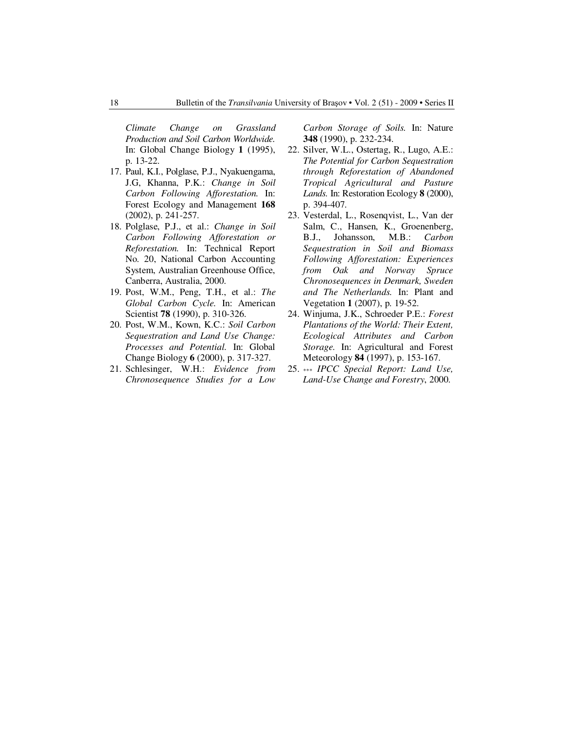*Climate Change on Grassland Production and Soil Carbon Worldwide.* In: Global Change Biology **1** (1995), p. 13-22.

17. Paul, K.I., Polglase, P.J., Nyakuengama, J.G, Khanna, P.K.: *Change in Soil Carbon Following Afforestation.* In: Forest Ecology and Management **168** (2002), p. 241-257.
18. Polglase, P.J., et al.: *Change in Soil Carbon Following Afforestation or Reforestation.* In: Technical Report No. 20, National Carbon Accounting System, Australian Greenhouse Office, Canberra, Australia, 2000.
19. Post, W.M., Peng, T.H., et al.: *The Global Carbon Cycle.* In: American Scientist **78** (1990), p. 310-326.
20. Post, W.M., Kown, K.C.: *Soil Carbon Sequestration and Land Use Change: Processes and Potential.* In: Global Change Biology **6** (2000), p. 317-327.
21. Schlesinger, W.H.: *Evidence from Chronosequence Studies for a Low Carbon Storage of Soils.* In: Nature **348** (1990), p. 232-234.
22. Silver, W.L., Ostertag, R., Lugo, A.E.: *The Potential for Carbon Sequestration through Reforestation of Abandoned Tropical Agricultural and Pasture Lands.* In: Restoration Ecology **8** (2000), p. 394-407.
23. Vesterdal, L., Rosenqvist, L., Van der Salm, C., Hansen, K., Groenenberg, B.J., Johansson, M.B.: *Carbon Sequestration in Soil and Biomass Following Afforestation: Experiences from Oak and Norway Spruce Chronosequences in Denmark, Sweden and The Netherlands.* In: Plant and Vegetation **1** (2007), p. 19-52.
24. Winjuma, J.K., Schroeder P.E.: *Forest Plantations of the World: Their Extent, Ecological Attributes and Carbon Storage.* In: Agricultural and Forest Meteorology **84** (1997), p. 153-167.
25. *** *IPCC Special Report: Land Use, Land-Use Change and Forestry*, 2000.